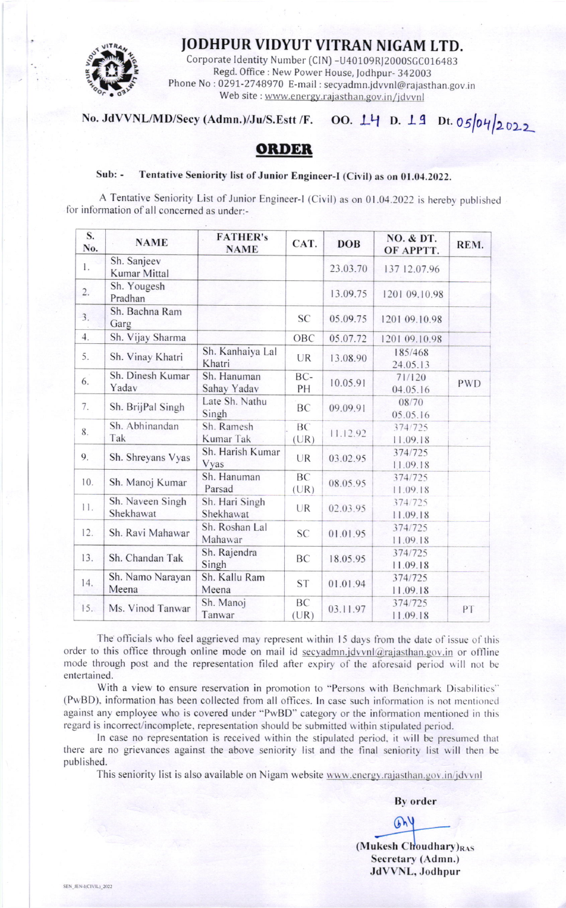# JODHPUR VIDYUT VITRAN NIGAM LTD.

Corporate Identity Number (CIN) -U40109RJ2000SGC016483
Regd. Office : New Power House, Jodhpur- 342003
Phone No : 0291-2748970 E-mail : secyadmn.jdvvnl@rajasthan.gov.in
Web site : www.energy.rajasthan.gov.in/jdvvnl

**No. JdVVNL/MD/Secy (Admn.)/Ju/S.Estt /F. OO. 14 D. 19 Dt. 05/04/2022**

## ORDER

**Sub: - Tentative Seniority list of Junior Engineer-I (Civil) as on 01.04.2022.**

A Tentative Seniority List of Junior Engineer-I (Civil) as on 01.04.2022 is hereby published for information of all concerned as under:-

| S. No. | NAME | FATHER's NAME | CAT. | DOB | NO. & DT. OF APPTT. | REM. |
|---|---|---|---|---|---|---|
| 1. | Sh. Sanjeev Kumar Mittal | | | 23.03.70 | 137 12.07.96 | |
| 2. | Sh. Yougesh Pradhan | | | 13.09.75 | 1201 09.10.98 | |
| 3. | Sh. Bachna Ram Garg | | SC | 05.09.75 | 1201 09.10.98 | |
| 4. | Sh. Vijay Sharma | | OBC | 05.07.72 | 1201 09.10.98 | |
| 5. | Sh. Vinay Khatri | Sh. Kanhaiya Lal Khatri | UR | 13.08.90 | 185/468 24.05.13 | |
| 6. | Sh. Dinesh Kumar Yadav | Sh. Hanuman Sahay Yadav | BC-PH | 10.05.91 | 71/120 04.05.16 | PWD |
| 7. | Sh. BrijPal Singh | Late Sh. Nathu Singh | BC | 09.09.91 | 08/70 05.05.16 | |
| 8. | Sh. Abhinandan Tak | Sh. Ramesh Kumar Tak | BC (UR) | 11.12.92 | 374/725 11.09.18 | |
| 9. | Sh. Shreyans Vyas | Sh. Harish Kumar Vyas | UR | 03.02.95 | 374/725 11.09.18 | |
| 10. | Sh. Manoj Kumar | Sh. Hanuman Parsad | BC (UR) | 08.05.95 | 374/725 11.09.18 | |
| 11. | Sh. Naveen Singh Shekhawat | Sh. Hari Singh Shekhawat | UR | 02.03.95 | 374/725 11.09.18 | |
| 12. | Sh. Ravi Mahawar | Sh. Roshan Lal Mahawar | SC | 01.01.95 | 374/725 11.09.18 | |
| 13. | Sh. Chandan Tak | Sh. Rajendra Singh | BC | 18.05.95 | 374/725 11.09.18 | |
| 14. | Sh. Namo Narayan Meena | Sh. Kallu Ram Meena | ST | 01.01.94 | 374/725 11.09.18 | |
| 15. | Ms. Vinod Tanwar | Sh. Manoj Tanwar | BC (UR) | 03.11.97 | 374/725 11.09.18 | PT |

The officials who feel aggrieved may represent within 15 days from the date of issue of this order to this office through online mode on mail id secyadmn.jdvvnl@rajasthan.gov.in or offline mode through post and the representation filed after expiry of the aforesaid period will not be entertained.

With a view to ensure reservation in promotion to "Persons with Benchmark Disabilities" (PwBD), information has been collected from all offices. In case such information is not mentioned against any employee who is covered under "PwBD" category or the information mentioned in this regard is incorrect/incomplete, representation should be submitted within stipulated period.

In case no representation is received within the stipulated period, it will be presumed that there are no grievances against the above seniority list and the final seniority list will then be published.

This seniority list is also available on Nigam website www.energy.rajasthan.gov.in/jdvvnl

**By order**

**(Mukesh Choudhary)RAS**
**Secretary (Admn.)**
**JdVVNL, Jodhpur**

SEN_JEN-I(CIVIL)_2022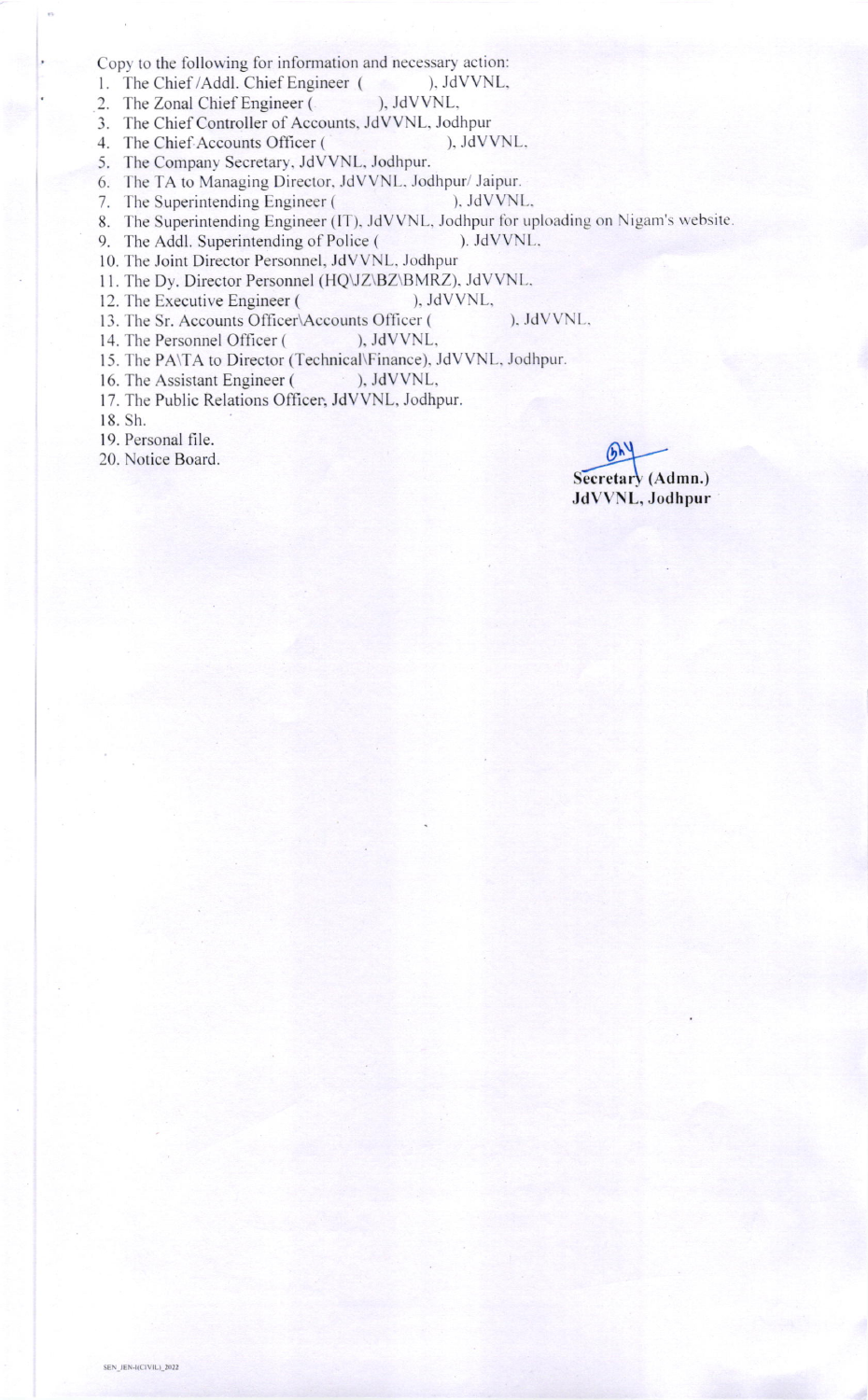Copy to the following for information and necessary action:

1. The Chief /Addl. Chief Engineer (            ), JdVVNL,
2. The Zonal Chief Engineer (            ), JdVVNL,
3. The Chief Controller of Accounts, JdVVNL, Jodhpur
4. The Chief Accounts Officer (                        ), JdVVNL,
5. The Company Secretary, JdVVNL, Jodhpur.
6. The TA to Managing Director, JdVVNL, Jodhpur/ Jaipur.
7. The Superintending Engineer (                        ), JdVVNL,
8. The Superintending Engineer (IT), JdVVNL, Jodhpur for uploading on Nigam's website.
9. The Addl. Superintending of Police (            ). JdVVNL,
10. The Joint Director Personnel, JdVVNL, Jodhpur
11. The Dy. Director Personnel (HQ\JZ\BZ\BMRZ), JdVVNL,
12. The Executive Engineer (                        ), JdVVNL,
13. The Sr. Accounts Officer\Accounts Officer (                        ), JdVVNL,
14. The Personnel Officer (            ), JdVVNL,
15. The PA\TA to Director (Technical\Finance), JdVVNL, Jodhpur.
16. The Assistant Engineer (            ), JdVVNL,
17. The Public Relations Officer, JdVVNL, Jodhpur.
18. Sh.
19. Personal file.
20. Notice Board.

**Secretary (Admn.)**
**JdVVNL, Jodhpur**

SEN_JEN-I(CIVIL)_2022